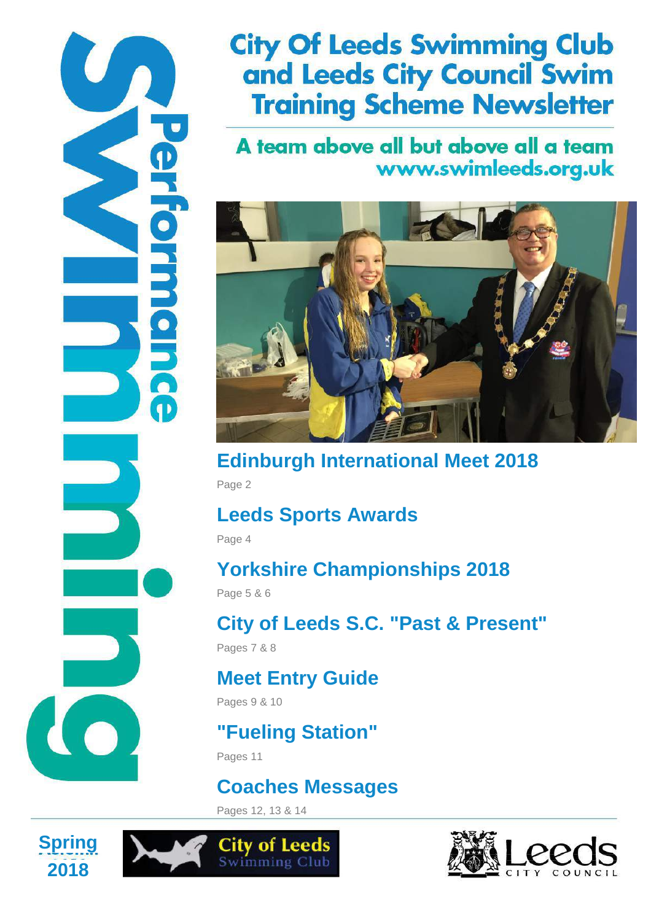# City Of Leeds Swimming Club and Leeds City Council Swim Training Scheme Newsletter

**A team above all but above all a team**
**www.swimleeds.org.uk**

## Edinburgh International Meet 2018

Page 2

## Leeds Sports Awards

Page 4

## Yorkshire Championships 2018

Page 5 & 6

## City of Leeds S.C. "Past & Present"

Pages 7 & 8

## Meet Entry Guide

Pages 9 & 10

## "Fueling Station"

Pages 11

## Coaches Messages

Pages 12, 13 & 14

**Spring 2018**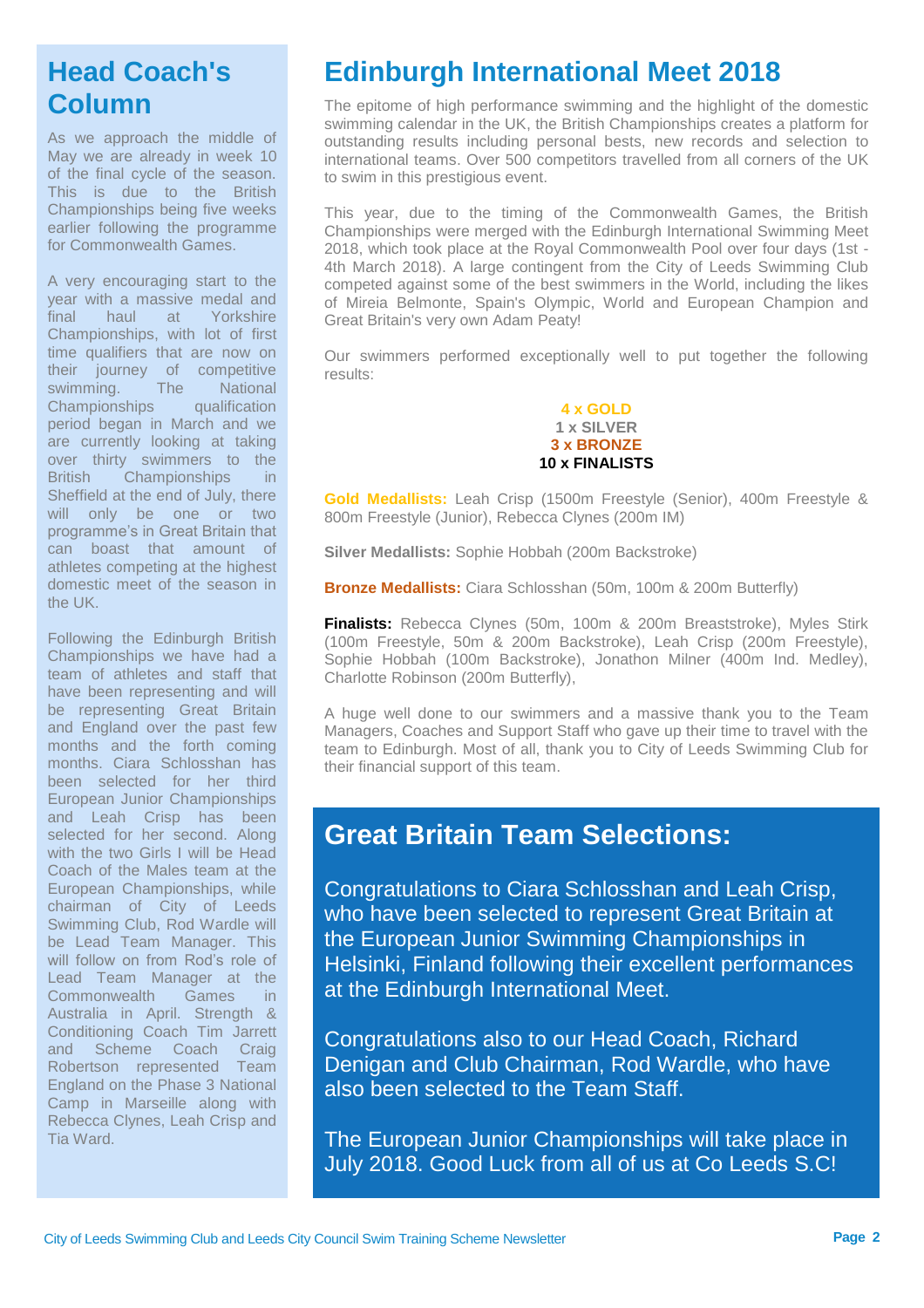## Head Coach's Column

As we approach the middle of May we are already in week 10 of the final cycle of the season. This is due to the British Championships being five weeks earlier following the programme for Commonwealth Games.

A very encouraging start to the year with a massive medal and final haul at Yorkshire Championships, with lot of first time qualifiers that are now on their journey of competitive swimming. The National Championships qualification period began in March and we are currently looking at taking over thirty swimmers to the British Championships in Sheffield at the end of July, there will only be one or two programme's in Great Britain that can boast that amount of athletes competing at the highest domestic meet of the season in the UK.

Following the Edinburgh British Championships we have had a team of athletes and staff that have been representing and will be representing Great Britain and England over the past few months and the forth coming months. Ciara Schlosshan has been selected for her third European Junior Championships and Leah Crisp has been selected for her second. Along with the two Girls I will be Head Coach of the Males team at the European Championships, while chairman of City of Leeds Swimming Club, Rod Wardle will be Lead Team Manager. This will follow on from Rod's role of Lead Team Manager at the Commonwealth Games in Australia in April. Strength & Conditioning Coach Tim Jarrett and Scheme Coach Craig Robertson represented Team England on the Phase 3 National Camp in Marseille along with Rebecca Clynes, Leah Crisp and Tia Ward.

# Edinburgh International Meet 2018

The epitome of high performance swimming and the highlight of the domestic swimming calendar in the UK, the British Championships creates a platform for outstanding results including personal bests, new records and selection to international teams. Over 500 competitors travelled from all corners of the UK to swim in this prestigious event.

This year, due to the timing of the Commonwealth Games, the British Championships were merged with the Edinburgh International Swimming Meet 2018, which took place at the Royal Commonwealth Pool over four days (1st - 4th March 2018). A large contingent from the City of Leeds Swimming Club competed against some of the best swimmers in the World, including the likes of Mireia Belmonte, Spain's Olympic, World and European Champion and Great Britain's very own Adam Peaty!

Our swimmers performed exceptionally well to put together the following results:

**4 x GOLD**
**1 x SILVER**
**3 x BRONZE**
**10 x FINALISTS**

**Gold Medallists:** Leah Crisp (1500m Freestyle (Senior), 400m Freestyle & 800m Freestyle (Junior), Rebecca Clynes (200m IM)

**Silver Medallists:** Sophie Hobbah (200m Backstroke)

**Bronze Medallists:** Ciara Schlosshan (50m, 100m & 200m Butterfly)

**Finalists:** Rebecca Clynes (50m, 100m & 200m Breaststroke), Myles Stirk (100m Freestyle, 50m & 200m Backstroke), Leah Crisp (200m Freestyle), Sophie Hobbah (100m Backstroke), Jonathon Milner (400m Ind. Medley), Charlotte Robinson (200m Butterfly),

A huge well done to our swimmers and a massive thank you to the Team Managers, Coaches and Support Staff who gave up their time to travel with the team to Edinburgh. Most of all, thank you to City of Leeds Swimming Club for their financial support of this team.

## Great Britain Team Selections:

Congratulations to Ciara Schlosshan and Leah Crisp, who have been selected to represent Great Britain at the European Junior Swimming Championships in Helsinki, Finland following their excellent performances at the Edinburgh International Meet.

Congratulations also to our Head Coach, Richard Denigan and Club Chairman, Rod Wardle, who have also been selected to the Team Staff.

The European Junior Championships will take place in July 2018. Good Luck from all of us at Co Leeds S.C!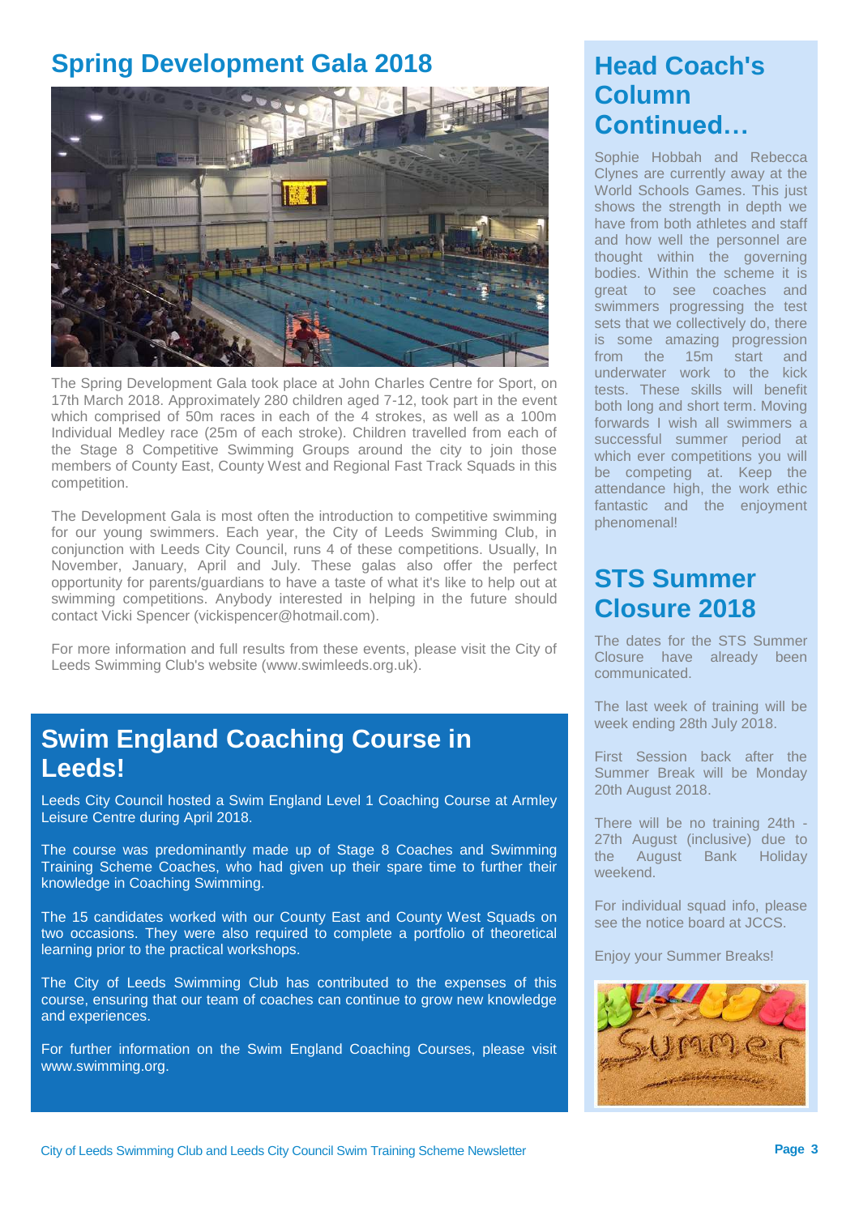## Spring Development Gala 2018

The Spring Development Gala took place at John Charles Centre for Sport, on 17th March 2018. Approximately 280 children aged 7-12, took part in the event which comprised of 50m races in each of the 4 strokes, as well as a 100m Individual Medley race (25m of each stroke). Children travelled from each of the Stage 8 Competitive Swimming Groups around the city to join those members of County East, County West and Regional Fast Track Squads in this competition.

The Development Gala is most often the introduction to competitive swimming for our young swimmers. Each year, the City of Leeds Swimming Club, in conjunction with Leeds City Council, runs 4 of these competitions. Usually, In November, January, April and July. These galas also offer the perfect opportunity for parents/guardians to have a taste of what it's like to help out at swimming competitions. Anybody interested in helping in the future should contact Vicki Spencer (vickispencer@hotmail.com).

For more information and full results from these events, please visit the City of Leeds Swimming Club's website (www.swimleeds.org.uk).

## Swim England Coaching Course in Leeds!

Leeds City Council hosted a Swim England Level 1 Coaching Course at Armley Leisure Centre during April 2018.

The course was predominantly made up of Stage 8 Coaches and Swimming Training Scheme Coaches, who had given up their spare time to further their knowledge in Coaching Swimming.

The 15 candidates worked with our County East and County West Squads on two occasions. They were also required to complete a portfolio of theoretical learning prior to the practical workshops.

The City of Leeds Swimming Club has contributed to the expenses of this course, ensuring that our team of coaches can continue to grow new knowledge and experiences.

For further information on the Swim England Coaching Courses, please visit www.swimming.org.

## Head Coach's Column Continued…

Sophie Hobbah and Rebecca Clynes are currently away at the World Schools Games. This just shows the strength in depth we have from both athletes and staff and how well the personnel are thought within the governing bodies. Within the scheme it is great to see coaches and swimmers progressing the test sets that we collectively do, there is some amazing progression from the 15m start and underwater work to the kick tests. These skills will benefit both long and short term. Moving forwards I wish all swimmers a successful summer period at which ever competitions you will be competing at. Keep the attendance high, the work ethic fantastic and the enjoyment phenomenal!

## STS Summer Closure 2018

The dates for the STS Summer Closure have already been communicated.

The last week of training will be week ending 28th July 2018.

First Session back after the Summer Break will be Monday 20th August 2018.

There will be no training 24th - 27th August (inclusive) due to the August Bank Holiday weekend.

For individual squad info, please see the notice board at JCCS.

Enjoy your Summer Breaks!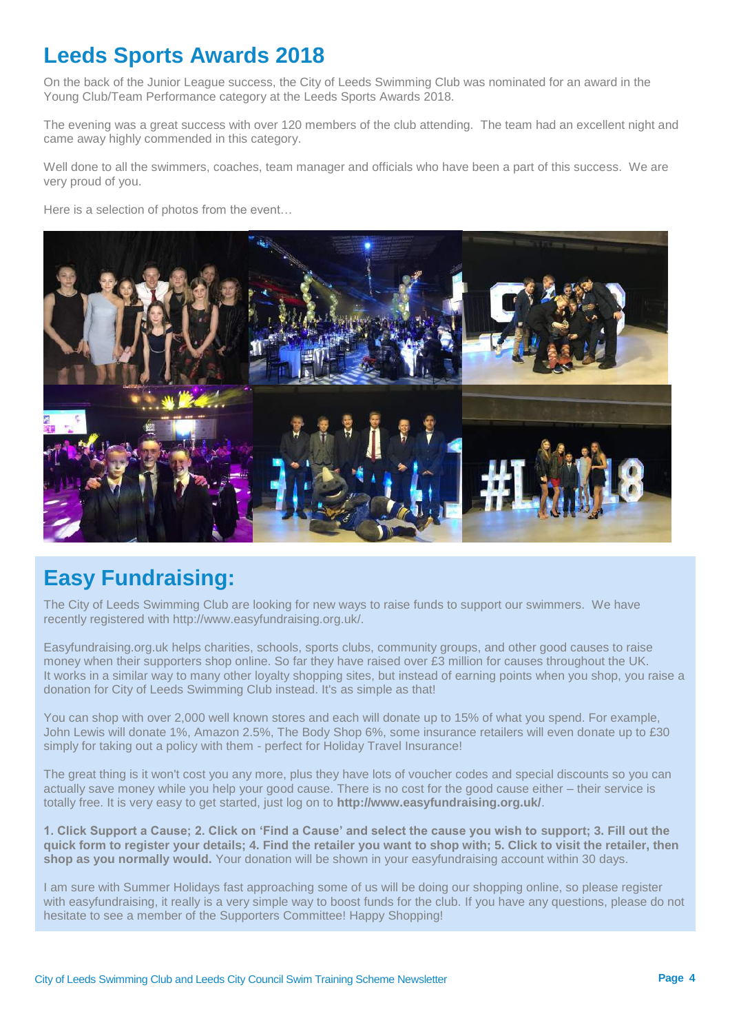# Leeds Sports Awards 2018

On the back of the Junior League success, the City of Leeds Swimming Club was nominated for an award in the Young Club/Team Performance category at the Leeds Sports Awards 2018.

The evening was a great success with over 120 members of the club attending. The team had an excellent night and came away highly commended in this category.

Well done to all the swimmers, coaches, team manager and officials who have been a part of this success. We are very proud of you.

Here is a selection of photos from the event…

# Easy Fundraising:

The City of Leeds Swimming Club are looking for new ways to raise funds to support our swimmers. We have recently registered with http://www.easyfundraising.org.uk/.

Easyfundraising.org.uk helps charities, schools, sports clubs, community groups, and other good causes to raise money when their supporters shop online. So far they have raised over £3 million for causes throughout the UK. It works in a similar way to many other loyalty shopping sites, but instead of earning points when you shop, you raise a donation for City of Leeds Swimming Club instead. It's as simple as that!

You can shop with over 2,000 well known stores and each will donate up to 15% of what you spend. For example, John Lewis will donate 1%, Amazon 2.5%, The Body Shop 6%, some insurance retailers will even donate up to £30 simply for taking out a policy with them - perfect for Holiday Travel Insurance!

The great thing is it won't cost you any more, plus they have lots of voucher codes and special discounts so you can actually save money while you help your good cause. There is no cost for the good cause either – their service is totally free. It is very easy to get started, just log on to **http://www.easyfundraising.org.uk/**.

**1. Click Support a Cause; 2. Click on 'Find a Cause' and select the cause you wish to support; 3. Fill out the quick form to register your details; 4. Find the retailer you want to shop with; 5. Click to visit the retailer, then shop as you normally would.** Your donation will be shown in your easyfundraising account within 30 days.

I am sure with Summer Holidays fast approaching some of us will be doing our shopping online, so please register with easyfundraising, it really is a very simple way to boost funds for the club. If you have any questions, please do not hesitate to see a member of the Supporters Committee! Happy Shopping!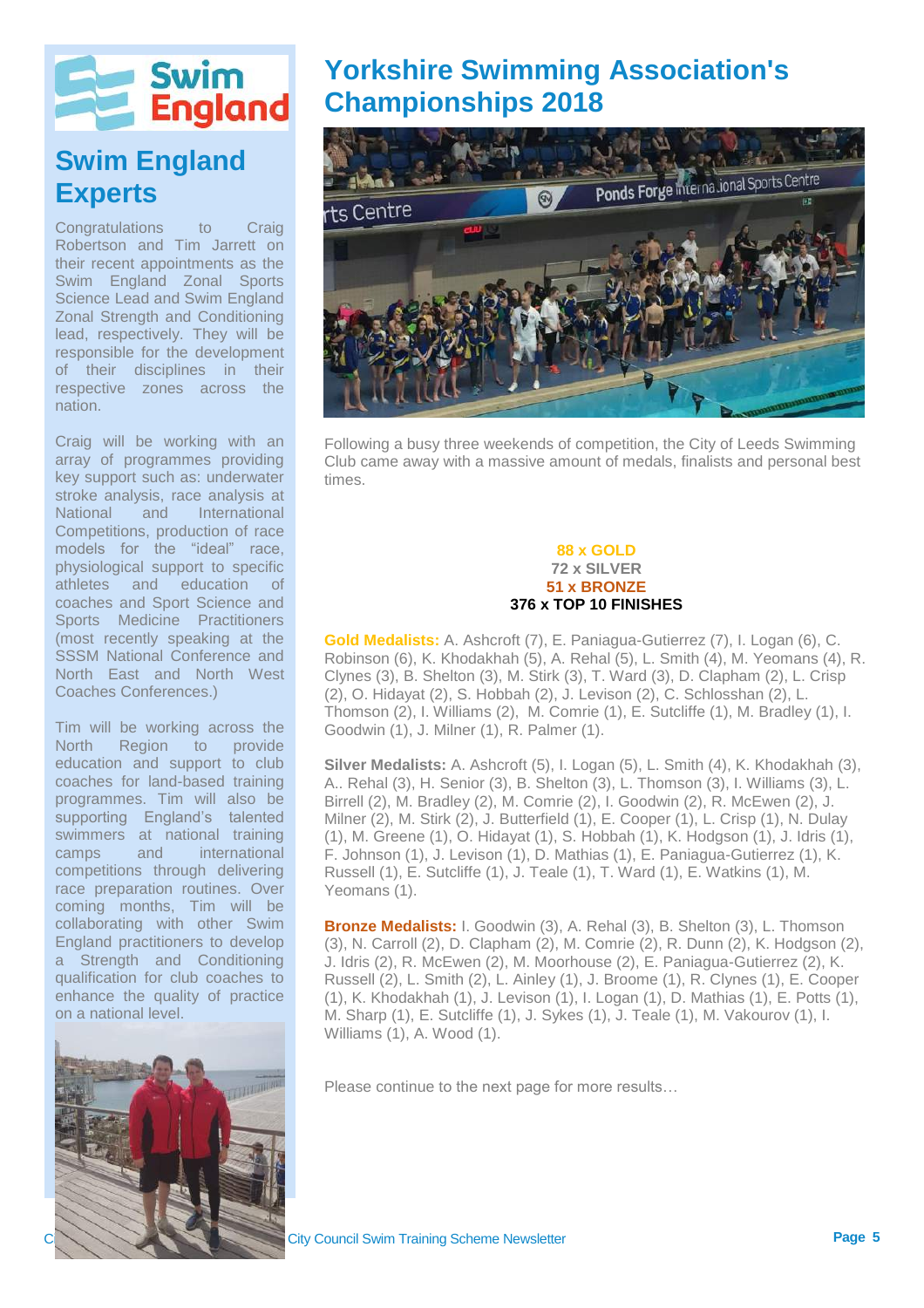## Swim England Experts

Congratulations to Craig Robertson and Tim Jarrett on their recent appointments as the Swim England Zonal Sports Science Lead and Swim England Zonal Strength and Conditioning lead, respectively. They will be responsible for the development of their disciplines in their respective zones across the nation.

Craig will be working with an array of programmes providing key support such as: underwater stroke analysis, race analysis at National and International Competitions, production of race models for the "ideal" race, physiological support to specific athletes and education of coaches and Sport Science and Sports Medicine Practitioners (most recently speaking at the SSSM National Conference and North East and North West Coaches Conferences.)

Tim will be working across the North Region to provide education and support to club coaches for land-based training programmes. Tim will also be supporting England's talented swimmers at national training camps and international competitions through delivering race preparation routines. Over coming months, Tim will be collaborating with other Swim England practitioners to develop a Strength and Conditioning qualification for club coaches to enhance the quality of practice on a national level.

# Yorkshire Swimming Association's Championships 2018

Following a busy three weekends of competition, the City of Leeds Swimming Club came away with a massive amount of medals, finalists and personal best times.

**88 x GOLD**
**72 x SILVER**
**51 x BRONZE**
**376 x TOP 10 FINISHES**

**Gold Medalists:** A. Ashcroft (7), E. Paniagua-Gutierrez (7), I. Logan (6), C. Robinson (6), K. Khodakhah (5), A. Rehal (5), L. Smith (4), M. Yeomans (4), R. Clynes (3), B. Shelton (3), M. Stirk (3), T. Ward (3), D. Clapham (2), L. Crisp (2), O. Hidayat (2), S. Hobbah (2), J. Levison (2), C. Schlosshan (2), L. Thomson (2), I. Williams (2), M. Comrie (1), E. Sutcliffe (1), M. Bradley (1), I. Goodwin (1), J. Milner (1), R. Palmer (1).

**Silver Medalists:** A. Ashcroft (5), I. Logan (5), L. Smith (4), K. Khodakhah (3), A.. Rehal (3), H. Senior (3), B. Shelton (3), L. Thomson (3), I. Williams (3), L. Birrell (2), M. Bradley (2), M. Comrie (2), I. Goodwin (2), R. McEwen (2), J. Milner (2), M. Stirk (2), J. Butterfield (1), E. Cooper (1), L. Crisp (1), N. Dulay (1), M. Greene (1), O. Hidayat (1), S. Hobbah (1), K. Hodgson (1), J. Idris (1), F. Johnson (1), J. Levison (1), D. Mathias (1), E. Paniagua-Gutierrez (1), K. Russell (1), E. Sutcliffe (1), J. Teale (1), T. Ward (1), E. Watkins (1), M. Yeomans (1).

**Bronze Medalists:** I. Goodwin (3), A. Rehal (3), B. Shelton (3), L. Thomson (3), N. Carroll (2), D. Clapham (2), M. Comrie (2), R. Dunn (2), K. Hodgson (2), J. Idris (2), R. McEwen (2), M. Moorhouse (2), E. Paniagua-Gutierrez (2), K. Russell (2), L. Smith (2), L. Ainley (1), J. Broome (1), R. Clynes (1), E. Cooper (1), K. Khodakhah (1), J. Levison (1), I. Logan (1), D. Mathias (1), E. Potts (1), M. Sharp (1), E. Sutcliffe (1), J. Sykes (1), J. Teale (1), M. Vakourov (1), I. Williams (1), A. Wood (1).

Please continue to the next page for more results…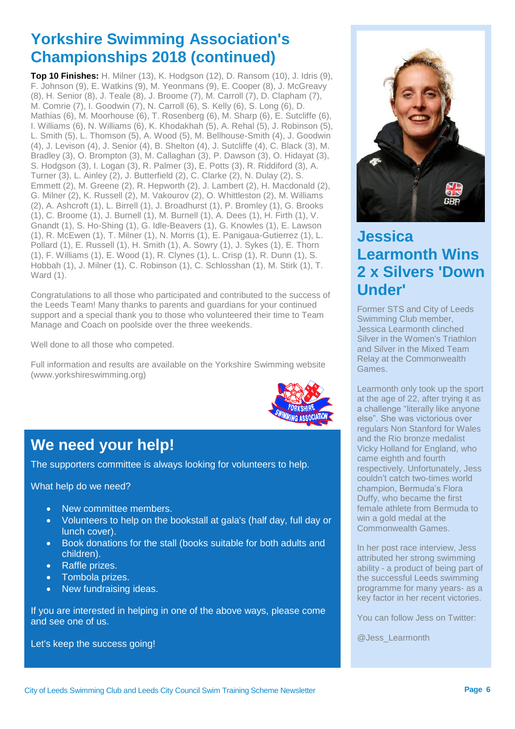# Yorkshire Swimming Association's Championships 2018 (continued)

**Top 10 Finishes:** H. Milner (13), K. Hodgson (12), D. Ransom (10), J. Idris (9), F. Johnson (9), E. Watkins (9), M. Yeonmans (9), E. Cooper (8), J. McGreavy (8), H. Senior (8), J. Teale (8), J. Broome (7), M. Carroll (7), D. Clapham (7), M. Comrie (7), I. Goodwin (7), N. Carroll (6), S. Kelly (6), S. Long (6), D. Mathias (6), M. Moorhouse (6), T. Rosenberg (6), M. Sharp (6), E. Sutcliffe (6), I. Williams (6), N. Williams (6), K. Khodakhah (5), A. Rehal (5), J. Robinson (5), L. Smith (5), L. Thomson (5), A. Wood (5), M. Bellhouse-Smith (4), J. Goodwin (4), J. Levison (4), J. Senior (4), B. Shelton (4), J. Sutcliffe (4), C. Black (3), M. Bradley (3), O. Brompton (3), M. Callaghan (3), P. Dawson (3), O. Hidayat (3), S. Hodgson (3), I. Logan (3), R. Palmer (3), E. Potts (3), R. Riddiford (3), A. Turner (3), L. Ainley (2), J. Butterfield (2), C. Clarke (2), N. Dulay (2), S. Emmett (2), M. Greene (2), R. Hepworth (2), J. Lambert (2), H. Macdonald (2), G. Milner (2), K. Russell (2), M. Vakourov (2), O. Whittleston (2), M. Williams (2), A. Ashcroft (1), L. Birrell (1), J. Broadhurst (1), P. Bromley (1), G. Brooks (1), C. Broome (1), J. Burnell (1), M. Burnell (1), A. Dees (1), H. Firth (1), V. Gnandt (1), S. Ho-Shing (1), G. Idle-Beavers (1), G. Knowles (1), E. Lawson (1), R. McEwen (1), T. Milner (1), N. Morris (1), E. Panigaua-Gutierrez (1), L. Pollard (1), E. Russell (1), H. Smith (1), A. Sowry (1), J. Sykes (1), E. Thorn (1), F. Williams (1), E. Wood (1), R. Clynes (1), L. Crisp (1), R. Dunn (1), S. Hobbah (1), J. Milner (1), C. Robinson (1), C. Schlosshan (1), M. Stirk (1), T. Ward (1).

Congratulations to all those who participated and contributed to the success of the Leeds Team! Many thanks to parents and guardians for your continued support and a special thank you to those who volunteered their time to Team Manage and Coach on poolside over the three weekends.

Well done to all those who competed.

Full information and results are available on the Yorkshire Swimming website (www.yorkshireswimming.org)

## We need your help!

The supporters committee is always looking for volunteers to help.

What help do we need?

- New committee members.
- Volunteers to help on the bookstall at gala's (half day, full day or lunch cover).
- Book donations for the stall (books suitable for both adults and children).
- Raffle prizes.
- Tombola prizes.
- New fundraising ideas.

If you are interested in helping in one of the above ways, please come and see one of us.

Let's keep the success going!

## Jessica Learmonth Wins 2 x Silvers 'Down Under'

Former STS and City of Leeds Swimming Club member, Jessica Learmonth clinched Silver in the Women's Triathlon and Silver in the Mixed Team Relay at the Commonwealth Games.

Learmonth only took up the sport at the age of 22, after trying it as a challenge "literally like anyone else". She was victorious over regulars Non Stanford for Wales and the Rio bronze medalist Vicky Holland for England, who came eighth and fourth respectively. Unfortunately, Jess couldn't catch two-times world champion, Bermuda's Flora Duffy, who became the first female athlete from Bermuda to win a gold medal at the Commonwealth Games.

In her post race interview, Jess attributed her strong swimming ability - a product of being part of the successful Leeds swimming programme for many years- as a key factor in her recent victories.

You can follow Jess on Twitter:

@Jess_Learmonth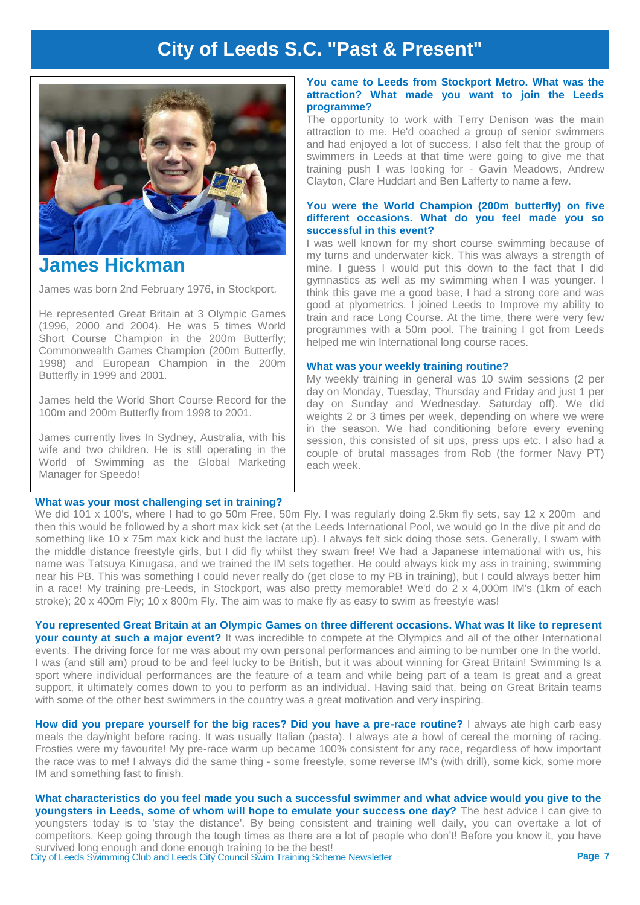# City of Leeds S.C. "Past & Present"

## James Hickman

James was born 2nd February 1976, in Stockport.

He represented Great Britain at 3 Olympic Games (1996, 2000 and 2004). He was 5 times World Short Course Champion in the 200m Butterfly; Commonwealth Games Champion (200m Butterfly, 1998) and European Champion in the 200m Butterfly in 1999 and 2001.

James held the World Short Course Record for the 100m and 200m Butterfly from 1998 to 2001.

James currently lives In Sydney, Australia, with his wife and two children. He is still operating in the World of Swimming as the Global Marketing Manager for Speedo!

**You came to Leeds from Stockport Metro. What was the attraction? What made you want to join the Leeds programme?**

The opportunity to work with Terry Denison was the main attraction to me. He'd coached a group of senior swimmers and had enjoyed a lot of success. I also felt that the group of swimmers in Leeds at that time were going to give me that training push I was looking for - Gavin Meadows, Andrew Clayton, Clare Huddart and Ben Lafferty to name a few.

**You were the World Champion (200m butterfly) on five different occasions. What do you feel made you so successful in this event?**

I was well known for my short course swimming because of my turns and underwater kick. This was always a strength of mine. I guess I would put this down to the fact that I did gymnastics as well as my swimming when I was younger. I think this gave me a good base, I had a strong core and was good at plyometrics. I joined Leeds to Improve my ability to train and race Long Course. At the time, there were very few programmes with a 50m pool. The training I got from Leeds helped me win International long course races.

**What was your weekly training routine?**

My weekly training in general was 10 swim sessions (2 per day on Monday, Tuesday, Thursday and Friday and just 1 per day on Sunday and Wednesday. Saturday off). We did weights 2 or 3 times per week, depending on where we were in the season. We had conditioning before every evening session, this consisted of sit ups, press ups etc. I also had a couple of brutal massages from Rob (the former Navy PT) each week.

**What was your most challenging set in training?**

We did 101 x 100's, where I had to go 50m Free, 50m Fly. I was regularly doing 2.5km fly sets, say 12 x 200m and then this would be followed by a short max kick set (at the Leeds International Pool, we would go In the dive pit and do something like 10 x 75m max kick and bust the lactate up). I always felt sick doing those sets. Generally, I swam with the middle distance freestyle girls, but I did fly whilst they swam free! We had a Japanese international with us, his name was Tatsuya Kinugasa, and we trained the IM sets together. He could always kick my ass in training, swimming near his PB. This was something I could never really do (get close to my PB in training), but I could always better him in a race! My training pre-Leeds, in Stockport, was also pretty memorable! We'd do 2 x 4,000m IM's (1km of each stroke); 20 x 400m Fly; 10 x 800m Fly. The aim was to make fly as easy to swim as freestyle was!

**You represented Great Britain at an Olympic Games on three different occasions. What was It like to represent your county at such a major event?** It was incredible to compete at the Olympics and all of the other International events. The driving force for me was about my own personal performances and aiming to be number one In the world. I was (and still am) proud to be and feel lucky to be British, but it was about winning for Great Britain! Swimming Is a sport where individual performances are the feature of a team and while being part of a team Is great and a great support, it ultimately comes down to you to perform as an individual. Having said that, being on Great Britain teams with some of the other best swimmers in the country was a great motivation and very inspiring.

**How did you prepare yourself for the big races? Did you have a pre-race routine?** I always ate high carb easy meals the day/night before racing. It was usually Italian (pasta). I always ate a bowl of cereal the morning of racing. Frosties were my favourite! My pre-race warm up became 100% consistent for any race, regardless of how important the race was to me! I always did the same thing - some freestyle, some reverse IM's (with drill), some kick, some more IM and something fast to finish.

**What characteristics do you feel made you such a successful swimmer and what advice would you give to the youngsters in Leeds, some of whom will hope to emulate your success one day?** The best advice I can give to youngsters today is to 'stay the distance'. By being consistent and training well daily, you can overtake a lot of competitors. Keep going through the tough times as there are a lot of people who don't! Before you know it, you have survived long enough and done enough training to be the best!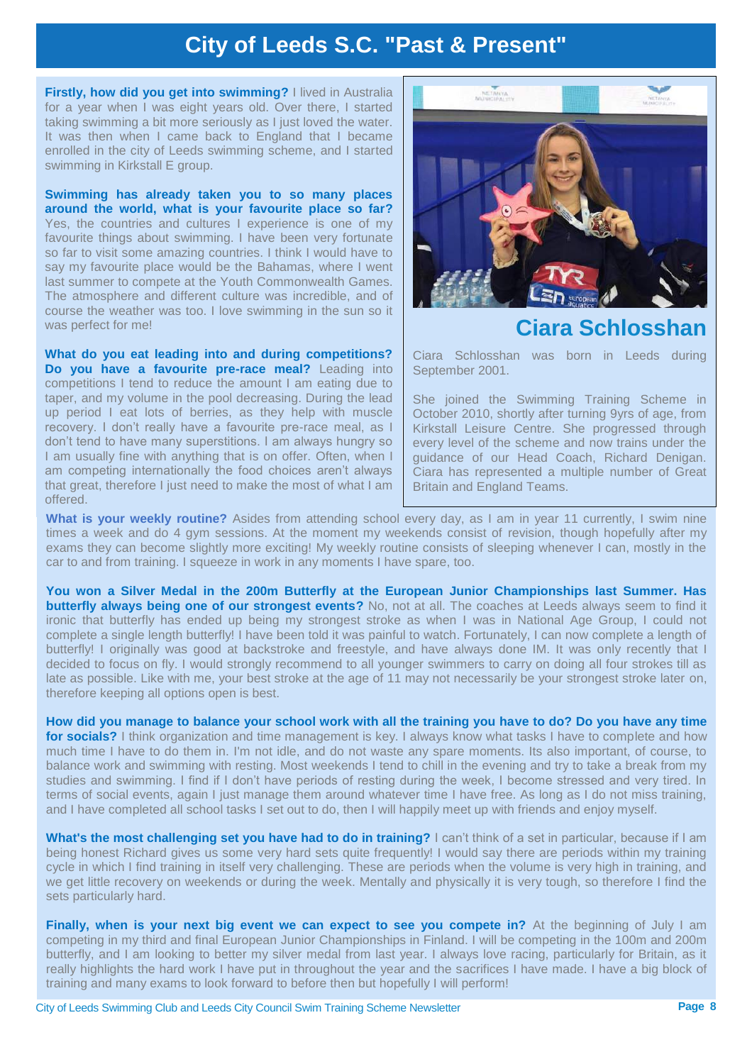# City of Leeds S.C. "Past & Present"

## Ciara Schlosshan

Ciara Schlosshan was born in Leeds during September 2001.

She joined the Swimming Training Scheme in October 2010, shortly after turning 9yrs of age, from Kirkstall Leisure Centre. She progressed through every level of the scheme and now trains under the guidance of our Head Coach, Richard Denigan. Ciara has represented a multiple number of Great Britain and England Teams.

**Firstly, how did you get into swimming?** I lived in Australia for a year when I was eight years old. Over there, I started taking swimming a bit more seriously as I just loved the water. It was then when I came back to England that I became enrolled in the city of Leeds swimming scheme, and I started swimming in Kirkstall E group.

**Swimming has already taken you to so many places around the world, what is your favourite place so far?** Yes, the countries and cultures I experience is one of my favourite things about swimming. I have been very fortunate so far to visit some amazing countries. I think I would have to say my favourite place would be the Bahamas, where I went last summer to compete at the Youth Commonwealth Games. The atmosphere and different culture was incredible, and of course the weather was too. I love swimming in the sun so it was perfect for me!

**What do you eat leading into and during competitions? Do you have a favourite pre-race meal?** Leading into competitions I tend to reduce the amount I am eating due to taper, and my volume in the pool decreasing. During the lead up period I eat lots of berries, as they help with muscle recovery. I don't really have a favourite pre-race meal, as I don't tend to have many superstitions. I am always hungry so I am usually fine with anything that is on offer. Often, when I am competing internationally the food choices aren't always that great, therefore I just need to make the most of what I am offered.

**What is your weekly routine?** Asides from attending school every day, as I am in year 11 currently, I swim nine times a week and do 4 gym sessions. At the moment my weekends consist of revision, though hopefully after my exams they can become slightly more exciting! My weekly routine consists of sleeping whenever I can, mostly in the car to and from training. I squeeze in work in any moments I have spare, too.

**You won a Silver Medal in the 200m Butterfly at the European Junior Championships last Summer. Has butterfly always being one of our strongest events?** No, not at all. The coaches at Leeds always seem to find it ironic that butterfly has ended up being my strongest stroke as when I was in National Age Group, I could not complete a single length butterfly! I have been told it was painful to watch. Fortunately, I can now complete a length of butterfly! I originally was good at backstroke and freestyle, and have always done IM. It was only recently that I decided to focus on fly. I would strongly recommend to all younger swimmers to carry on doing all four strokes till as late as possible. Like with me, your best stroke at the age of 11 may not necessarily be your strongest stroke later on, therefore keeping all options open is best.

**How did you manage to balance your school work with all the training you have to do? Do you have any time for socials?** I think organization and time management is key. I always know what tasks I have to complete and how much time I have to do them in. I'm not idle, and do not waste any spare moments. Its also important, of course, to balance work and swimming with resting. Most weekends I tend to chill in the evening and try to take a break from my studies and swimming. I find if I don't have periods of resting during the week, I become stressed and very tired. In terms of social events, again I just manage them around whatever time I have free. As long as I do not miss training, and I have completed all school tasks I set out to do, then I will happily meet up with friends and enjoy myself.

**What's the most challenging set you have had to do in training?** I can't think of a set in particular, because if I am being honest Richard gives us some very hard sets quite frequently! I would say there are periods within my training cycle in which I find training in itself very challenging. These are periods when the volume is very high in training, and we get little recovery on weekends or during the week. Mentally and physically it is very tough, so therefore I find the sets particularly hard.

**Finally, when is your next big event we can expect to see you compete in?** At the beginning of July I am competing in my third and final European Junior Championships in Finland. I will be competing in the 100m and 200m butterfly, and I am looking to better my silver medal from last year. I always love racing, particularly for Britain, as it really highlights the hard work I have put in throughout the year and the sacrifices I have made. I have a big block of training and many exams to look forward to before then but hopefully I will perform!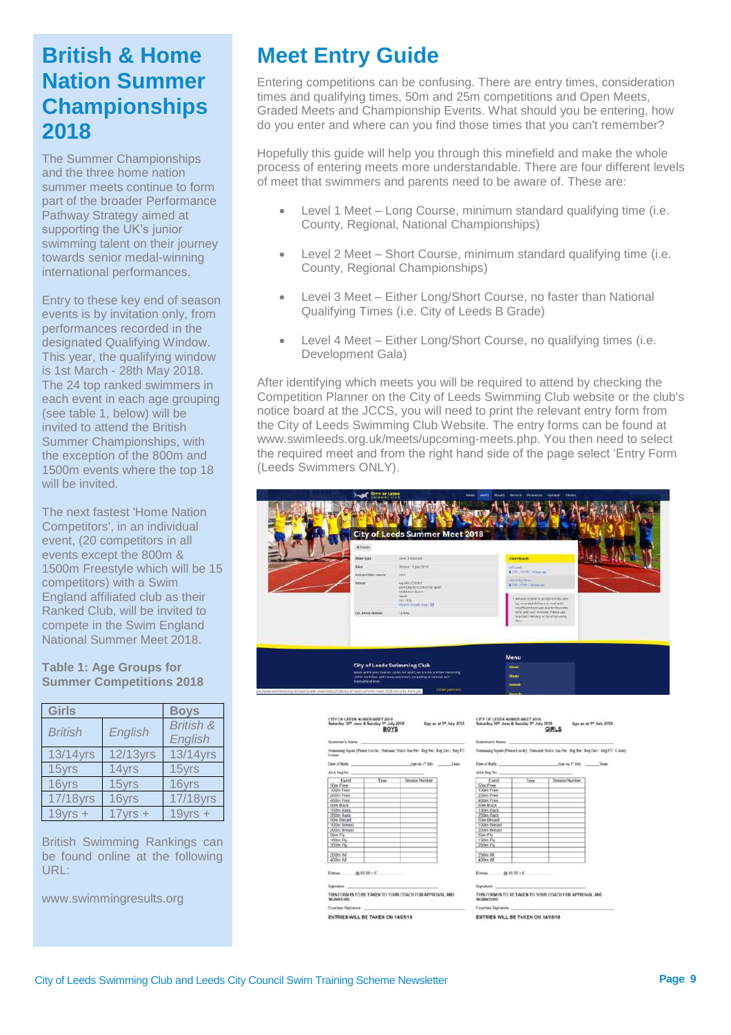# British & Home Nation Summer Championships 2018

The Summer Championships and the three home nation summer meets continue to form part of the broader Performance Pathway Strategy aimed at supporting the UK's junior swimming talent on their journey towards senior medal-winning international performances.

Entry to these key end of season events is by invitation only, from performances recorded in the designated Qualifying Window. This year, the qualifying window is 1st March - 28th May 2018. The 24 top ranked swimmers in each event in each age grouping (see table 1, below) will be invited to attend the British Summer Championships, with the exception of the 800m and 1500m events where the top 18 will be invited.

The next fastest 'Home Nation Competitors', in an individual event, (20 competitors in all events except the 800m & 1500m Freestyle which will be 15 competitors) with a Swim England affiliated club as their Ranked Club, will be invited to compete in the Swim England National Summer Meet 2018.

**Table 1: Age Groups for Summer Competitions 2018**

| Girls | | Boys |
|---|---|---|
| *British* | *English* | *British & English* |
| 13/14yrs | 12/13yrs | 13/14yrs |
| 15yrs | 14yrs | 15yrs |
| 16yrs | 15yrs | 16yrs |
| 17/18yrs | 16yrs | 17/18yrs |
| 19yrs + | 17yrs + | 19yrs + |

British Swimming Rankings can be found online at the following URL:

www.swimmingresults.org

# Meet Entry Guide

Entering competitions can be confusing. There are entry times, consideration times and qualifying times, 50m and 25m competitions and Open Meets, Graded Meets and Championship Events. What should you be entering, how do you enter and where can you find those times that you can't remember?

Hopefully this guide will help you through this minefield and make the whole process of entering meets more understandable. There are four different levels of meet that swimmers and parents need to be aware of. These are:

- Level 1 Meet – Long Course, minimum standard qualifying time (i.e. County, Regional, National Championships)
- Level 2 Meet – Short Course, minimum standard qualifying time (i.e. County, Regional Championships)
- Level 3 Meet – Either Long/Short Course, no faster than National Qualifying Times (i.e. City of Leeds B Grade)
- Level 4 Meet – Either Long/Short Course, no qualifying times (i.e. Development Gala)

After identifying which meets you will be required to attend by checking the Competition Planner on the City of Leeds Swimming Club website or the club's notice board at the JCCS, you will need to print the relevant entry form from the City of Leeds Swimming Club Website. The entry forms can be found at www.swimleeds.org.uk/meets/upcoming-meets.php. You then need to select the required meet and from the right hand side of the page select 'Entry Form (Leeds Swimmers ONLY).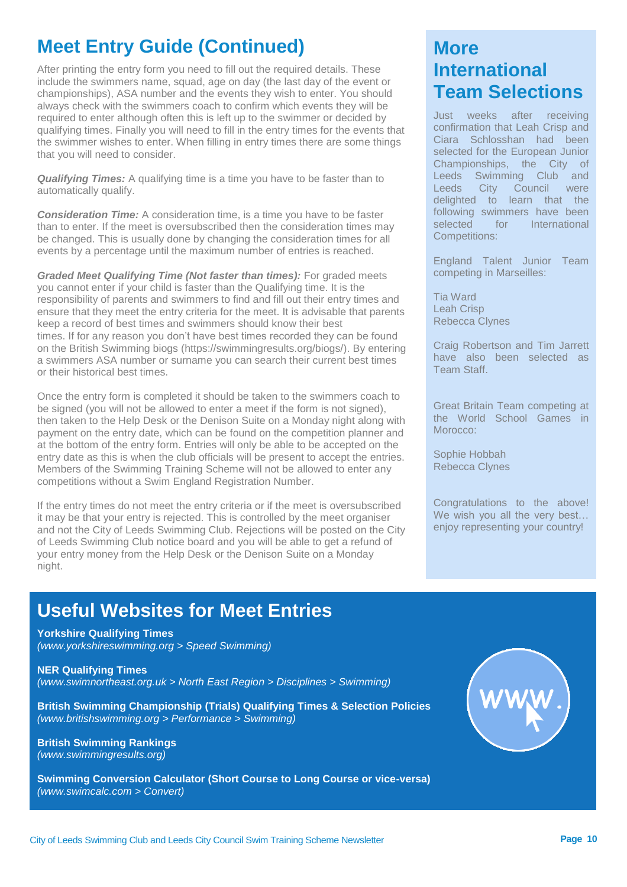## Meet Entry Guide (Continued)

After printing the entry form you need to fill out the required details. These include the swimmers name, squad, age on day (the last day of the event or championships), ASA number and the events they wish to enter. You should always check with the swimmers coach to confirm which events they will be required to enter although often this is left up to the swimmer or decided by qualifying times. Finally you will need to fill in the entry times for the events that the swimmer wishes to enter. When filling in entry times there are some things that you will need to consider.

***Qualifying Times:*** A qualifying time is a time you have to be faster than to automatically qualify.

***Consideration Time:*** A consideration time, is a time you have to be faster than to enter. If the meet is oversubscribed then the consideration times may be changed. This is usually done by changing the consideration times for all events by a percentage until the maximum number of entries is reached.

***Graded Meet Qualifying Time (Not faster than times):*** For graded meets you cannot enter if your child is faster than the Qualifying time. It is the responsibility of parents and swimmers to find and fill out their entry times and ensure that they meet the entry criteria for the meet. It is advisable that parents keep a record of best times and swimmers should know their best times. If for any reason you don't have best times recorded they can be found on the British Swimming biogs (https://swimmingresults.org/biogs/). By entering a swimmers ASA number or surname you can search their current best times or their historical best times.

Once the entry form is completed it should be taken to the swimmers coach to be signed (you will not be allowed to enter a meet if the form is not signed), then taken to the Help Desk or the Denison Suite on a Monday night along with payment on the entry date, which can be found on the competition planner and at the bottom of the entry form. Entries will only be able to be accepted on the entry date as this is when the club officials will be present to accept the entries. Members of the Swimming Training Scheme will not be allowed to enter any competitions without a Swim England Registration Number.

If the entry times do not meet the entry criteria or if the meet is oversubscribed it may be that your entry is rejected. This is controlled by the meet organiser and not the City of Leeds Swimming Club. Rejections will be posted on the City of Leeds Swimming Club notice board and you will be able to get a refund of your entry money from the Help Desk or the Denison Suite on a Monday night.

## More International Team Selections

Just weeks after receiving confirmation that Leah Crisp and Ciara Schlosshan had been selected for the European Junior Championships, the City of Leeds Swimming Club and Leeds City Council were delighted to learn that the following swimmers have been selected for International Competitions:

England Talent Junior Team competing in Marseilles:

Tia Ward
Leah Crisp
Rebecca Clynes

Craig Robertson and Tim Jarrett have also been selected as Team Staff.

Great Britain Team competing at the World School Games in Morocco:

Sophie Hobbah
Rebecca Clynes

Congratulations to the above! We wish you all the very best… enjoy representing your country!

## Useful Websites for Meet Entries

**Yorkshire Qualifying Times**
*(www.yorkshireswimming.org > Speed Swimming)*

**NER Qualifying Times**
*(www.swimnortheast.org.uk > North East Region > Disciplines > Swimming)*

**British Swimming Championship (Trials) Qualifying Times & Selection Policies**
*(www.britishswimming.org > Performance > Swimming)*

**British Swimming Rankings**
*(www.swimmingresults.org)*

**Swimming Conversion Calculator (Short Course to Long Course or vice-versa)**
*(www.swimcalc.com > Convert)*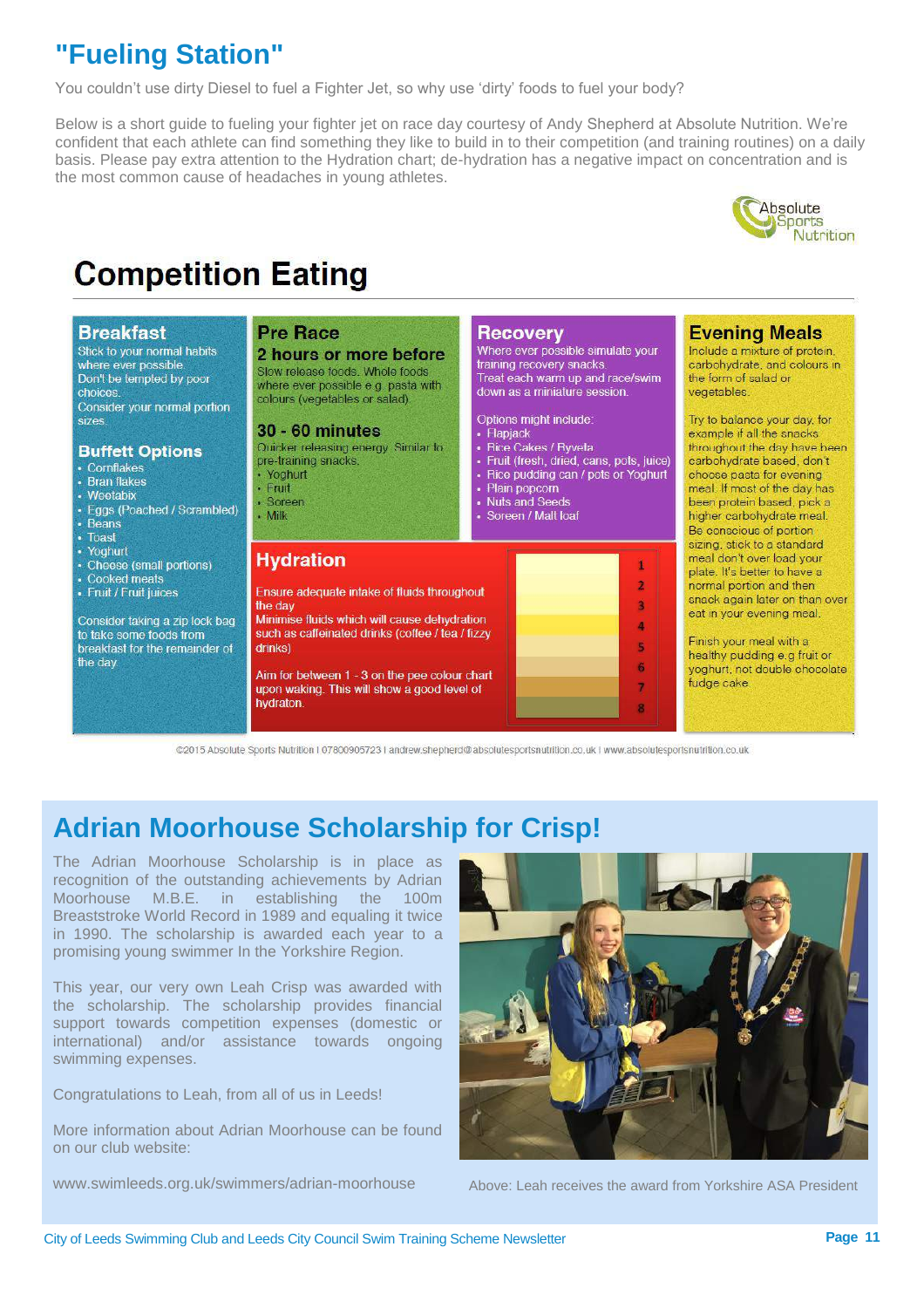# "Fueling Station"

You couldn't use dirty Diesel to fuel a Fighter Jet, so why use 'dirty' foods to fuel your body?

Below is a short guide to fueling your fighter jet on race day courtesy of Andy Shepherd at Absolute Nutrition. We're confident that each athlete can find something they like to build in to their competition (and training routines) on a daily basis. Please pay extra attention to the Hydration chart; de-hydration has a negative impact on concentration and is the most common cause of headaches in young athletes.

Absolute Sports Nutrition

## Competition Eating

### Breakfast

Stick to your normal habits where ever possible.
Don't be tempted by poor choices.
Consider your normal portion sizes.

### Buffett Options

- Cornflakes
- Bran flakes
- Weetabix
- Eggs (Poached / Scrambled)
- Beans
- Toast
- Yoghurt
- Cheese (small portions)
- Cooked meats
- Fruit / Fruit juices

Consider taking a zip lock bag to take some foods from breakfast for the remainder of the day

### Pre Race

#### 2 hours or more before

Slow release foods. Whole foods where ever possible e.g. pasta with colours (vegetables or salad).

#### 30 - 60 minutes

Quicker releasing energy. Similar to pre-training snacks.

- Yoghurt
- Fruit
- Soreen
- Milk

### Recovery

Where ever possible simulate your training recovery snacks.
Treat each warm up and race/swim down as a miniature session.

Options might include:

- Flapjack
- Rice Cakes / Ryvita
- Fruit (fresh, dried, cans, pots, juice)
- Rice pudding can / pots or Yoghurt
- Plain popcorn
- Nuts and Seeds
- Soreen / Malt loaf

### Hydration

Ensure adequate intake of fluids throughout the day
Minimise fluids which will cause dehydration such as caffeinated drinks (coffee / tea / fizzy drinks)

Aim for between 1 - 3 on the pee colour chart upon waking. This will show a good level of hydraton.

1
2
3
4
5
6
7
8

### Evening Meals

Include a mixture of protein, carbohydrate, and colours in the form of salad or vegetables.

Try to balance your day, for example if all the snacks throughout the day have been carbohydrate based, don't choose pasta for evening meal. If most of the day has been protein based, pick a higher carbohydrate meal.
Be conscious of portion sizing, stick to a standard meal don't over load your plate. It's better to have a normal portion and then snack again later on than over eat in your evening meal.

Finish your meal with a healthy pudding e.g fruit or yoghurt, not double chocolate fudge cake

©2015 Absolute Sports Nutrition I 07800905723 I andrew.shepherd@absolutesportsnutrition.co.uk I www.absolutesportsnutrition.co.uk

# Adrian Moorhouse Scholarship for Crisp!

The Adrian Moorhouse Scholarship is in place as recognition of the outstanding achievements by Adrian Moorhouse M.B.E. in establishing the 100m Breaststroke World Record in 1989 and equaling it twice in 1990. The scholarship is awarded each year to a promising young swimmer In the Yorkshire Region.

This year, our very own Leah Crisp was awarded with the scholarship. The scholarship provides financial support towards competition expenses (domestic or international) and/or assistance towards ongoing swimming expenses.

Congratulations to Leah, from all of us in Leeds!

More information about Adrian Moorhouse can be found on our club website:

www.swimleeds.org.uk/swimmers/adrian-moorhouse

Above: Leah receives the award from Yorkshire ASA President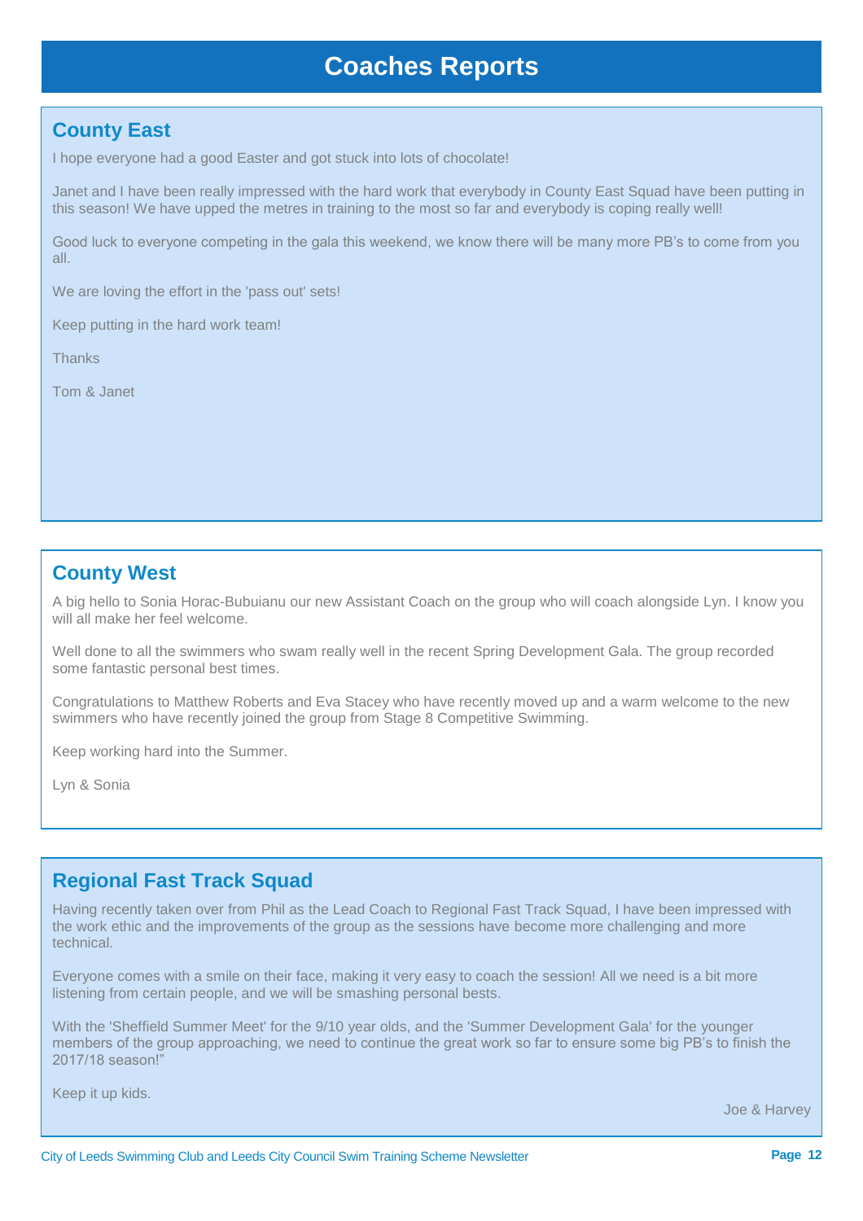# Coaches Reports

## County East

I hope everyone had a good Easter and got stuck into lots of chocolate!

Janet and I have been really impressed with the hard work that everybody in County East Squad have been putting in this season! We have upped the metres in training to the most so far and everybody is coping really well!

Good luck to everyone competing in the gala this weekend, we know there will be many more PB's to come from you all.

We are loving the effort in the 'pass out' sets!

Keep putting in the hard work team!

Thanks

Tom & Janet

## County West

A big hello to Sonia Horac-Bubuianu our new Assistant Coach on the group who will coach alongside Lyn. I know you will all make her feel welcome.

Well done to all the swimmers who swam really well in the recent Spring Development Gala. The group recorded some fantastic personal best times.

Congratulations to Matthew Roberts and Eva Stacey who have recently moved up and a warm welcome to the new swimmers who have recently joined the group from Stage 8 Competitive Swimming.

Keep working hard into the Summer.

Lyn & Sonia

## Regional Fast Track Squad

Having recently taken over from Phil as the Lead Coach to Regional Fast Track Squad, I have been impressed with the work ethic and the improvements of the group as the sessions have become more challenging and more technical.

Everyone comes with a smile on their face, making it very easy to coach the session! All we need is a bit more listening from certain people, and we will be smashing personal bests.

With the 'Sheffield Summer Meet' for the 9/10 year olds, and the 'Summer Development Gala' for the younger members of the group approaching, we need to continue the great work so far to ensure some big PB's to finish the 2017/18 season!"

Keep it up kids.

Joe & Harvey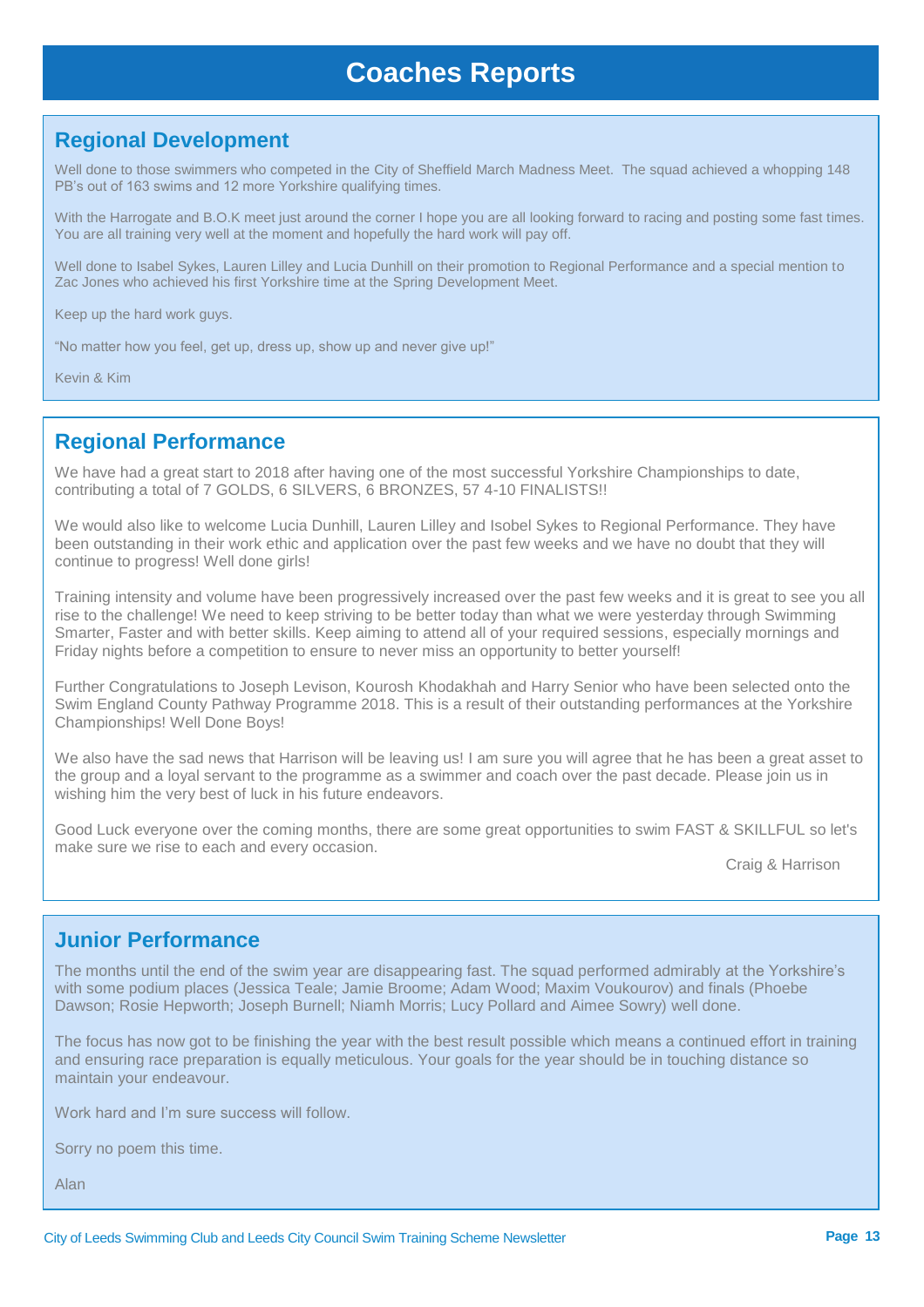# Coaches Reports

## Regional Development

Well done to those swimmers who competed in the City of Sheffield March Madness Meet. The squad achieved a whopping 148 PB's out of 163 swims and 12 more Yorkshire qualifying times.

With the Harrogate and B.O.K meet just around the corner I hope you are all looking forward to racing and posting some fast times. You are all training very well at the moment and hopefully the hard work will pay off.

Well done to Isabel Sykes, Lauren Lilley and Lucia Dunhill on their promotion to Regional Performance and a special mention to Zac Jones who achieved his first Yorkshire time at the Spring Development Meet.

Keep up the hard work guys.

"No matter how you feel, get up, dress up, show up and never give up!"

Kevin & Kim

## Regional Performance

We have had a great start to 2018 after having one of the most successful Yorkshire Championships to date, contributing a total of 7 GOLDS, 6 SILVERS, 6 BRONZES, 57 4-10 FINALISTS!!

We would also like to welcome Lucia Dunhill, Lauren Lilley and Isobel Sykes to Regional Performance. They have been outstanding in their work ethic and application over the past few weeks and we have no doubt that they will continue to progress! Well done girls!

Training intensity and volume have been progressively increased over the past few weeks and it is great to see you all rise to the challenge! We need to keep striving to be better today than what we were yesterday through Swimming Smarter, Faster and with better skills. Keep aiming to attend all of your required sessions, especially mornings and Friday nights before a competition to ensure to never miss an opportunity to better yourself!

Further Congratulations to Joseph Levison, Kourosh Khodakhah and Harry Senior who have been selected onto the Swim England County Pathway Programme 2018. This is a result of their outstanding performances at the Yorkshire Championships! Well Done Boys!

We also have the sad news that Harrison will be leaving us! I am sure you will agree that he has been a great asset to the group and a loyal servant to the programme as a swimmer and coach over the past decade. Please join us in wishing him the very best of luck in his future endeavors.

Good Luck everyone over the coming months, there are some great opportunities to swim FAST & SKILLFUL so let's make sure we rise to each and every occasion.

Craig & Harrison

## Junior Performance

The months until the end of the swim year are disappearing fast. The squad performed admirably at the Yorkshire's with some podium places (Jessica Teale; Jamie Broome; Adam Wood; Maxim Voukourov) and finals (Phoebe Dawson; Rosie Hepworth; Joseph Burnell; Niamh Morris; Lucy Pollard and Aimee Sowry) well done.

The focus has now got to be finishing the year with the best result possible which means a continued effort in training and ensuring race preparation is equally meticulous. Your goals for the year should be in touching distance so maintain your endeavour.

Work hard and I'm sure success will follow.

Sorry no poem this time.

Alan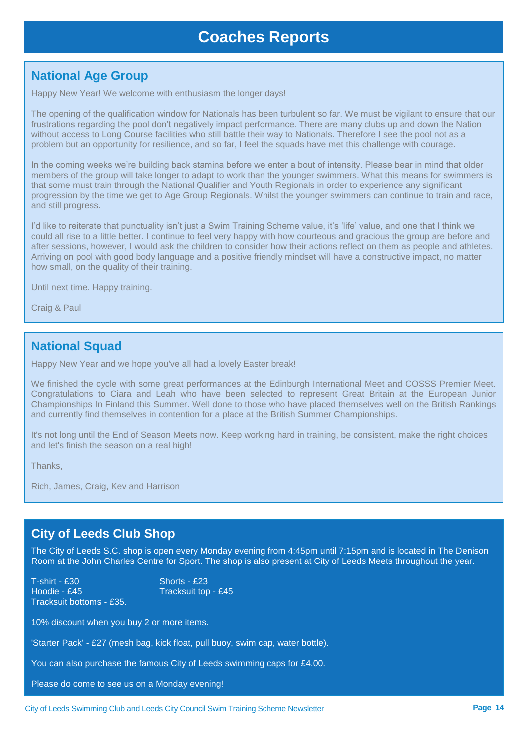# Coaches Reports

## National Age Group

Happy New Year! We welcome with enthusiasm the longer days!

The opening of the qualification window for Nationals has been turbulent so far. We must be vigilant to ensure that our frustrations regarding the pool don't negatively impact performance. There are many clubs up and down the Nation without access to Long Course facilities who still battle their way to Nationals. Therefore I see the pool not as a problem but an opportunity for resilience, and so far, I feel the squads have met this challenge with courage.

In the coming weeks we're building back stamina before we enter a bout of intensity. Please bear in mind that older members of the group will take longer to adapt to work than the younger swimmers. What this means for swimmers is that some must train through the National Qualifier and Youth Regionals in order to experience any significant progression by the time we get to Age Group Regionals. Whilst the younger swimmers can continue to train and race, and still progress.

I'd like to reiterate that punctuality isn't just a Swim Training Scheme value, it's 'life' value, and one that I think we could all rise to a little better. I continue to feel very happy with how courteous and gracious the group are before and after sessions, however, I would ask the children to consider how their actions reflect on them as people and athletes. Arriving on pool with good body language and a positive friendly mindset will have a constructive impact, no matter how small, on the quality of their training.

Until next time. Happy training.

Craig & Paul

## National Squad

Happy New Year and we hope you've all had a lovely Easter break!

We finished the cycle with some great performances at the Edinburgh International Meet and COSSS Premier Meet. Congratulations to Ciara and Leah who have been selected to represent Great Britain at the European Junior Championships In Finland this Summer. Well done to those who have placed themselves well on the British Rankings and currently find themselves in contention for a place at the British Summer Championships.

It's not long until the End of Season Meets now. Keep working hard in training, be consistent, make the right choices and let's finish the season on a real high!

Thanks,

Rich, James, Craig, Kev and Harrison

## City of Leeds Club Shop

The City of Leeds S.C. shop is open every Monday evening from 4:45pm until 7:15pm and is located in The Denison Room at the John Charles Centre for Sport. The shop is also present at City of Leeds Meets throughout the year.

T-shirt - £30
Shorts - £23
Hoodie - £45
Tracksuit top - £45
Tracksuit bottoms - £35.

10% discount when you buy 2 or more items.

'Starter Pack' - £27 (mesh bag, kick float, pull buoy, swim cap, water bottle).

You can also purchase the famous City of Leeds swimming caps for £4.00.

Please do come to see us on a Monday evening!